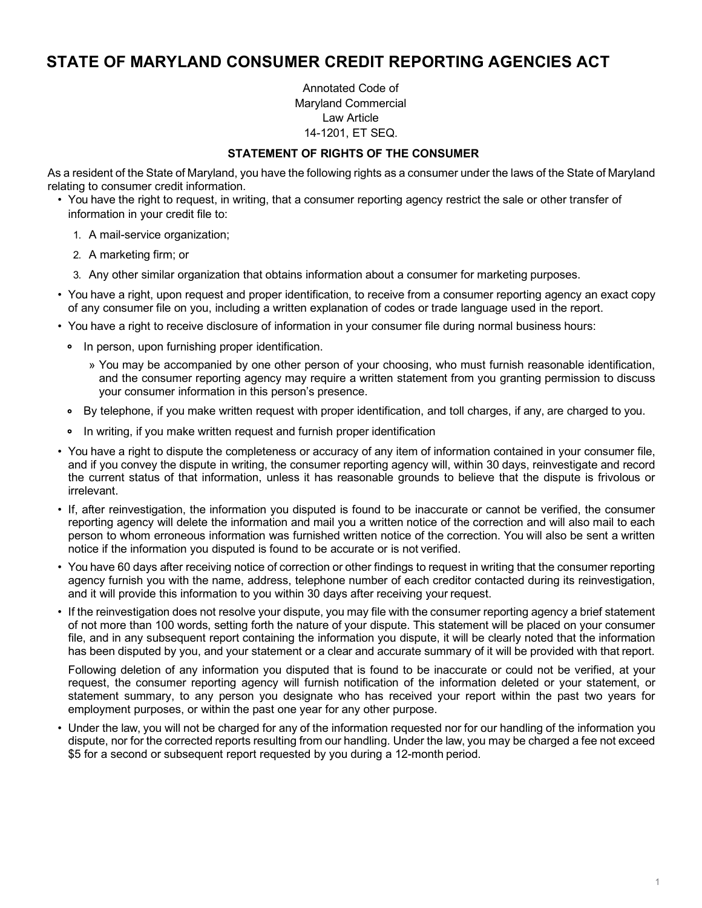# STATE OF MARYLAND CONSUMER CREDIT REPORTING AGENCIES ACT

Annotated Code of
Maryland Commercial
Law Article
14-1201, ET SEQ.

### STATEMENT OF RIGHTS OF THE CONSUMER

As a resident of the State of Maryland, you have the following rights as a consumer under the laws of the State of Maryland relating to consumer credit information.

- You have the right to request, in writing, that a consumer reporting agency restrict the sale or other transfer of information in your credit file to:
  1. A mail-service organization;
  2. A marketing firm; or
  3. Any other similar organization that obtains information about a consumer for marketing purposes.
- You have a right, upon request and proper identification, to receive from a consumer reporting agency an exact copy of any consumer file on you, including a written explanation of codes or trade language used in the report.
- You have a right to receive disclosure of information in your consumer file during normal business hours:
  - In person, upon furnishing proper identification.
    - You may be accompanied by one other person of your choosing, who must furnish reasonable identification, and the consumer reporting agency may require a written statement from you granting permission to discuss your consumer information in this person's presence.
  - By telephone, if you make written request with proper identification, and toll charges, if any, are charged to you.
  - In writing, if you make written request and furnish proper identification
- You have a right to dispute the completeness or accuracy of any item of information contained in your consumer file, and if you convey the dispute in writing, the consumer reporting agency will, within 30 days, reinvestigate and record the current status of that information, unless it has reasonable grounds to believe that the dispute is frivolous or irrelevant.
- If, after reinvestigation, the information you disputed is found to be inaccurate or cannot be verified, the consumer reporting agency will delete the information and mail you a written notice of the correction and will also mail to each person to whom erroneous information was furnished written notice of the correction. You will also be sent a written notice if the information you disputed is found to be accurate or is not verified.
- You have 60 days after receiving notice of correction or other findings to request in writing that the consumer reporting agency furnish you with the name, address, telephone number of each creditor contacted during its reinvestigation, and it will provide this information to you within 30 days after receiving your request.
- If the reinvestigation does not resolve your dispute, you may file with the consumer reporting agency a brief statement of not more than 100 words, setting forth the nature of your dispute. This statement will be placed on your consumer file, and in any subsequent report containing the information you dispute, it will be clearly noted that the information has been disputed by you, and your statement or a clear and accurate summary of it will be provided with that report.

  Following deletion of any information you disputed that is found to be inaccurate or could not be verified, at your request, the consumer reporting agency will furnish notification of the information deleted or your statement, or statement summary, to any person you designate who has received your report within the past two years for employment purposes, or within the past one year for any other purpose.
- Under the law, you will not be charged for any of the information requested nor for our handling of the information you dispute, nor for the corrected reports resulting from our handling. Under the law, you may be charged a fee not exceed $5 for a second or subsequent report requested by you during a 12-month period.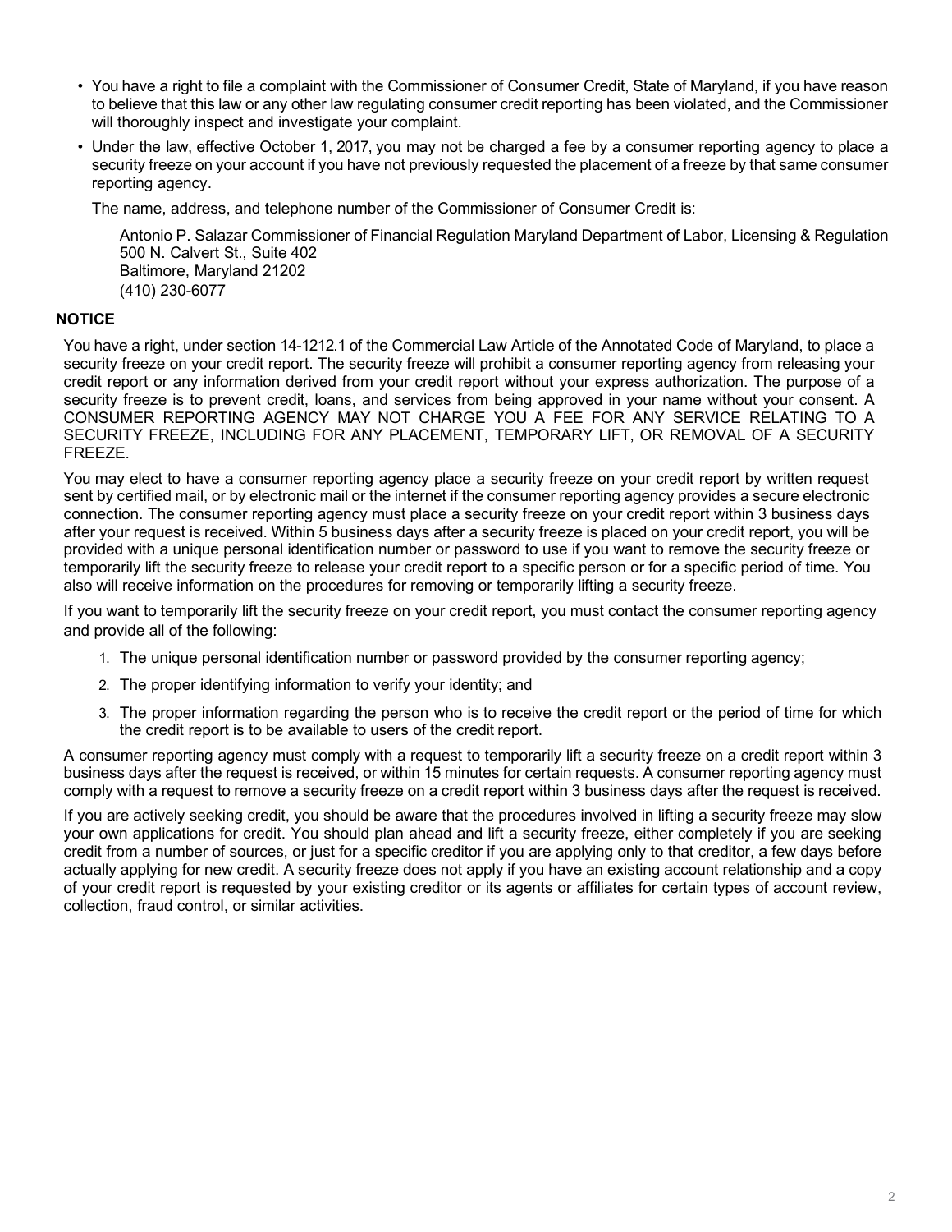- You have a right to file a complaint with the Commissioner of Consumer Credit, State of Maryland, if you have reason to believe that this law or any other law regulating consumer credit reporting has been violated, and the Commissioner will thoroughly inspect and investigate your complaint.
- Under the law, effective October 1, 2017, you may not be charged a fee by a consumer reporting agency to place a security freeze on your account if you have not previously requested the placement of a freeze by that same consumer reporting agency.

  The name, address, and telephone number of the Commissioner of Consumer Credit is:

  Antonio P. Salazar Commissioner of Financial Regulation Maryland Department of Labor, Licensing & Regulation
  500 N. Calvert St., Suite 402
  Baltimore, Maryland 21202
  (410) 230-6077

**NOTICE**

You have a right, under section 14-1212.1 of the Commercial Law Article of the Annotated Code of Maryland, to place a security freeze on your credit report. The security freeze will prohibit a consumer reporting agency from releasing your credit report or any information derived from your credit report without your express authorization. The purpose of a security freeze is to prevent credit, loans, and services from being approved in your name without your consent. A CONSUMER REPORTING AGENCY MAY NOT CHARGE YOU A FEE FOR ANY SERVICE RELATING TO A SECURITY FREEZE, INCLUDING FOR ANY PLACEMENT, TEMPORARY LIFT, OR REMOVAL OF A SECURITY FREEZE.

You may elect to have a consumer reporting agency place a security freeze on your credit report by written request sent by certified mail, or by electronic mail or the internet if the consumer reporting agency provides a secure electronic connection. The consumer reporting agency must place a security freeze on your credit report within 3 business days after your request is received. Within 5 business days after a security freeze is placed on your credit report, you will be provided with a unique personal identification number or password to use if you want to remove the security freeze or temporarily lift the security freeze to release your credit report to a specific person or for a specific period of time. You also will receive information on the procedures for removing or temporarily lifting a security freeze.

If you want to temporarily lift the security freeze on your credit report, you must contact the consumer reporting agency and provide all of the following:

1. The unique personal identification number or password provided by the consumer reporting agency;
2. The proper identifying information to verify your identity; and
3. The proper information regarding the person who is to receive the credit report or the period of time for which the credit report is to be available to users of the credit report.

A consumer reporting agency must comply with a request to temporarily lift a security freeze on a credit report within 3 business days after the request is received, or within 15 minutes for certain requests. A consumer reporting agency must comply with a request to remove a security freeze on a credit report within 3 business days after the request is received.

If you are actively seeking credit, you should be aware that the procedures involved in lifting a security freeze may slow your own applications for credit. You should plan ahead and lift a security freeze, either completely if you are seeking credit from a number of sources, or just for a specific creditor if you are applying only to that creditor, a few days before actually applying for new credit. A security freeze does not apply if you have an existing account relationship and a copy of your credit report is requested by your existing creditor or its agents or affiliates for certain types of account review, collection, fraud control, or similar activities.